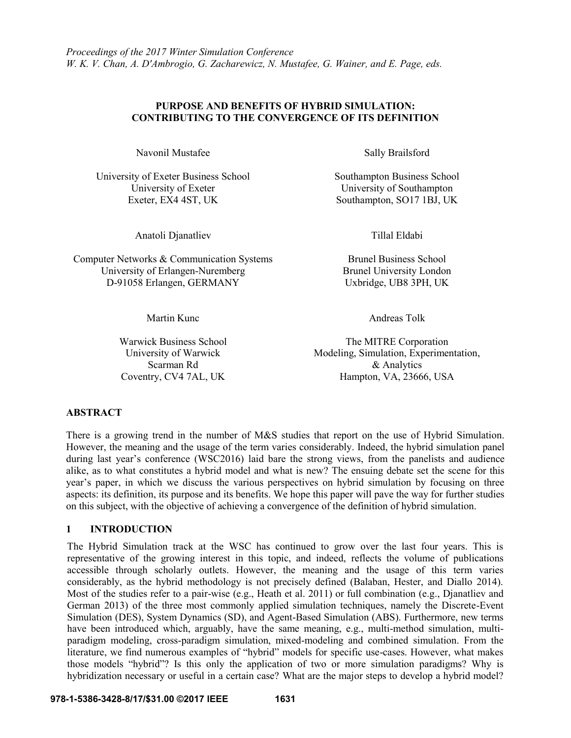*Proceedings of the 2017 Winter Simulation Conference*
*W. K. V. Chan, A. D'Ambrogio, G. Zacharewicz, N. Mustafee, G. Wainer, and E. Page, eds.*

# PURPOSE AND BENEFITS OF HYBRID SIMULATION: CONTRIBUTING TO THE CONVERGENCE OF ITS DEFINITION

Navonil Mustafee

University of Exeter Business School
University of Exeter
Exeter, EX4 4ST, UK

Sally Brailsford

Southampton Business School
University of Southampton
Southampton, SO17 1BJ, UK

Anatoli Djanatliev

Computer Networks & Communication Systems
University of Erlangen-Nuremberg
D-91058 Erlangen, GERMANY

Tillal Eldabi

Brunel Business School
Brunel University London
Uxbridge, UB8 3PH, UK

Martin Kunc

Warwick Business School
University of Warwick
Scarman Rd
Coventry, CV4 7AL, UK

Andreas Tolk

The MITRE Corporation
Modeling, Simulation, Experimentation, & Analytics
Hampton, VA, 23666, USA

## ABSTRACT

There is a growing trend in the number of M&S studies that report on the use of Hybrid Simulation. However, the meaning and the usage of the term varies considerably. Indeed, the hybrid simulation panel during last year's conference (WSC2016) laid bare the strong views, from the panelists and audience alike, as to what constitutes a hybrid model and what is new? The ensuing debate set the scene for this year's paper, in which we discuss the various perspectives on hybrid simulation by focusing on three aspects: its definition, its purpose and its benefits. We hope this paper will pave the way for further studies on this subject, with the objective of achieving a convergence of the definition of hybrid simulation.

## 1 INTRODUCTION

The Hybrid Simulation track at the WSC has continued to grow over the last four years. This is representative of the growing interest in this topic, and indeed, reflects the volume of publications accessible through scholarly outlets. However, the meaning and the usage of this term varies considerably, as the hybrid methodology is not precisely defined (Balaban, Hester, and Diallo 2014). Most of the studies refer to a pair-wise (e.g., Heath et al. 2011) or full combination (e.g., Djanatliev and German 2013) of the three most commonly applied simulation techniques, namely the Discrete-Event Simulation (DES), System Dynamics (SD), and Agent-Based Simulation (ABS). Furthermore, new terms have been introduced which, arguably, have the same meaning, e.g., multi-method simulation, multi-paradigm modeling, cross-paradigm simulation, mixed-modeling and combined simulation. From the literature, we find numerous examples of "hybrid" models for specific use-cases. However, what makes those models "hybrid"? Is this only the application of two or more simulation paradigms? Why is hybridization necessary or useful in a certain case? What are the major steps to develop a hybrid model?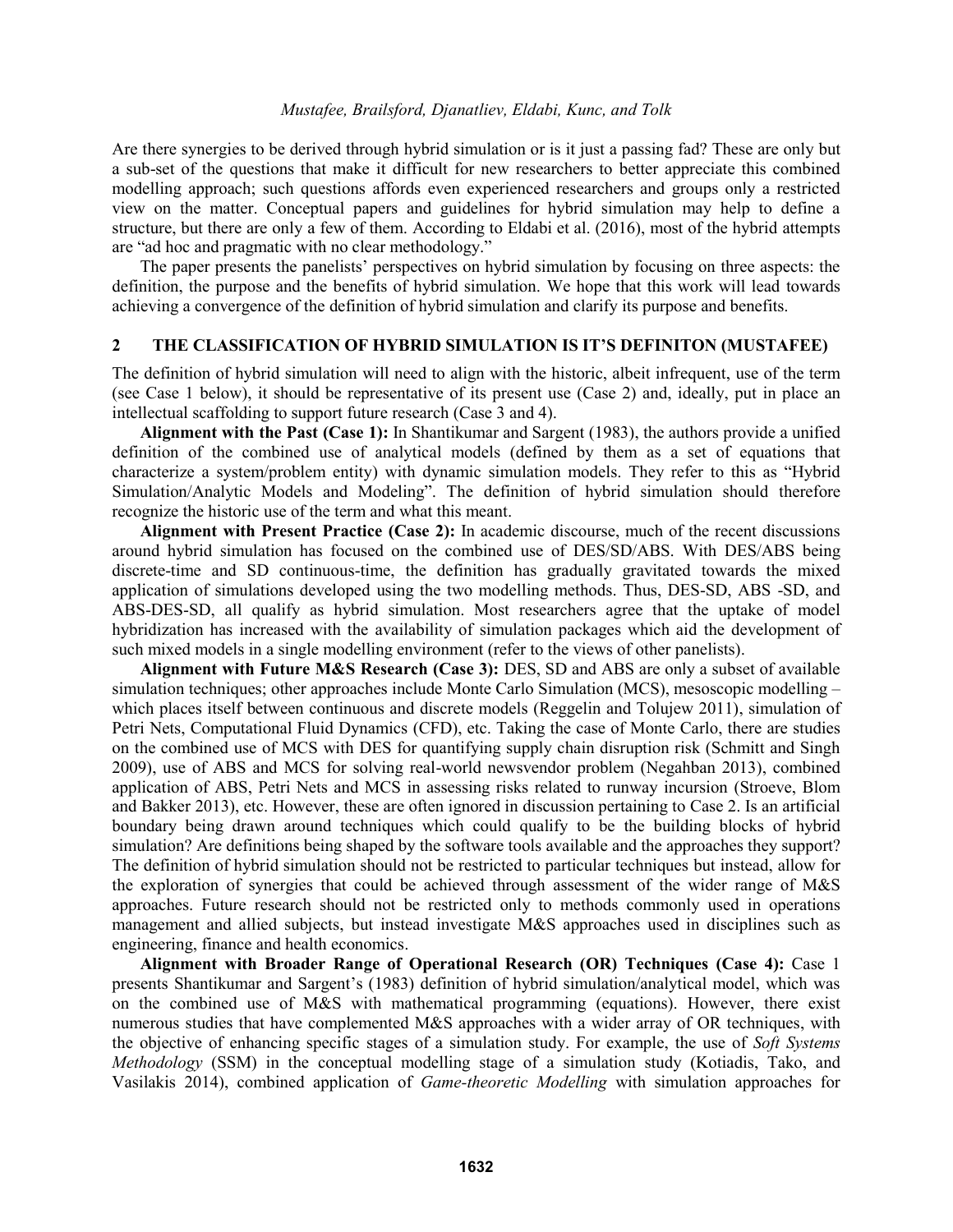Are there synergies to be derived through hybrid simulation or is it just a passing fad? These are only but a sub-set of the questions that make it difficult for new researchers to better appreciate this combined modelling approach; such questions affords even experienced researchers and groups only a restricted view on the matter. Conceptual papers and guidelines for hybrid simulation may help to define a structure, but there are only a few of them. According to Eldabi et al. (2016), most of the hybrid attempts are "ad hoc and pragmatic with no clear methodology."

The paper presents the panelists' perspectives on hybrid simulation by focusing on three aspects: the definition, the purpose and the benefits of hybrid simulation. We hope that this work will lead towards achieving a convergence of the definition of hybrid simulation and clarify its purpose and benefits.

## 2 THE CLASSIFICATION OF HYBRID SIMULATION IS IT'S DEFINITON (MUSTAFEE)

The definition of hybrid simulation will need to align with the historic, albeit infrequent, use of the term (see Case 1 below), it should be representative of its present use (Case 2) and, ideally, put in place an intellectual scaffolding to support future research (Case 3 and 4).

**Alignment with the Past (Case 1):** In Shantikumar and Sargent (1983), the authors provide a unified definition of the combined use of analytical models (defined by them as a set of equations that characterize a system/problem entity) with dynamic simulation models. They refer to this as "Hybrid Simulation/Analytic Models and Modeling". The definition of hybrid simulation should therefore recognize the historic use of the term and what this meant.

**Alignment with Present Practice (Case 2):** In academic discourse, much of the recent discussions around hybrid simulation has focused on the combined use of DES/SD/ABS. With DES/ABS being discrete-time and SD continuous-time, the definition has gradually gravitated towards the mixed application of simulations developed using the two modelling methods. Thus, DES-SD, ABS -SD, and ABS-DES-SD, all qualify as hybrid simulation. Most researchers agree that the uptake of model hybridization has increased with the availability of simulation packages which aid the development of such mixed models in a single modelling environment (refer to the views of other panelists).

**Alignment with Future M&S Research (Case 3):** DES, SD and ABS are only a subset of available simulation techniques; other approaches include Monte Carlo Simulation (MCS), mesoscopic modelling – which places itself between continuous and discrete models (Reggelin and Tolujew 2011), simulation of Petri Nets, Computational Fluid Dynamics (CFD), etc. Taking the case of Monte Carlo, there are studies on the combined use of MCS with DES for quantifying supply chain disruption risk (Schmitt and Singh 2009), use of ABS and MCS for solving real-world newsvendor problem (Negahban 2013), combined application of ABS, Petri Nets and MCS in assessing risks related to runway incursion (Stroeve, Blom and Bakker 2013), etc. However, these are often ignored in discussion pertaining to Case 2. Is an artificial boundary being drawn around techniques which could qualify to be the building blocks of hybrid simulation? Are definitions being shaped by the software tools available and the approaches they support? The definition of hybrid simulation should not be restricted to particular techniques but instead, allow for the exploration of synergies that could be achieved through assessment of the wider range of M&S approaches. Future research should not be restricted only to methods commonly used in operations management and allied subjects, but instead investigate M&S approaches used in disciplines such as engineering, finance and health economics.

**Alignment with Broader Range of Operational Research (OR) Techniques (Case 4):** Case 1 presents Shantikumar and Sargent's (1983) definition of hybrid simulation/analytical model, which was on the combined use of M&S with mathematical programming (equations). However, there exist numerous studies that have complemented M&S approaches with a wider array of OR techniques, with the objective of enhancing specific stages of a simulation study. For example, the use of *Soft Systems Methodology* (SSM) in the conceptual modelling stage of a simulation study (Kotiadis, Tako, and Vasilakis 2014), combined application of *Game-theoretic Modelling* with simulation approaches for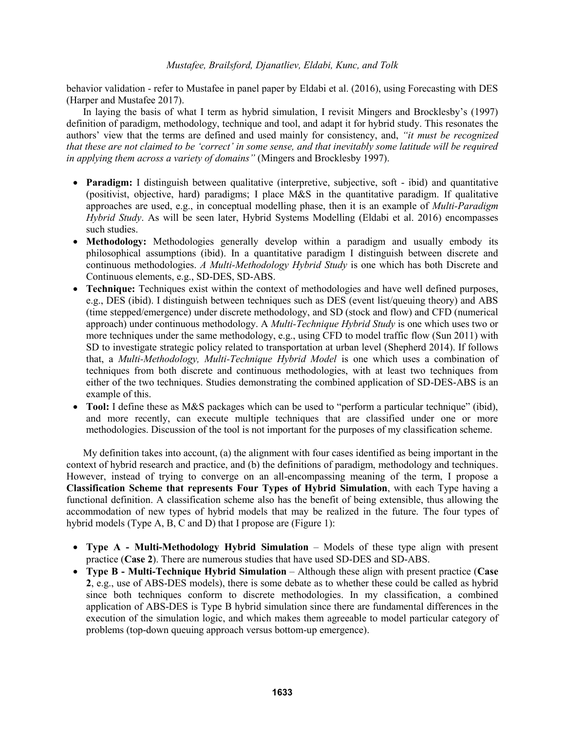behavior validation - refer to Mustafee in panel paper by Eldabi et al. (2016), using Forecasting with DES (Harper and Mustafee 2017).

In laying the basis of what I term as hybrid simulation, I revisit Mingers and Brocklesby's (1997) definition of paradigm, methodology, technique and tool, and adapt it for hybrid study. This resonates the authors' view that the terms are defined and used mainly for consistency, and, *"it must be recognized that these are not claimed to be 'correct' in some sense, and that inevitably some latitude will be required in applying them across a variety of domains"* (Mingers and Brocklesby 1997).

- **Paradigm:** I distinguish between qualitative (interpretive, subjective, soft - ibid) and quantitative (positivist, objective, hard) paradigms; I place M&S in the quantitative paradigm. If qualitative approaches are used, e.g., in conceptual modelling phase, then it is an example of *Multi-Paradigm Hybrid Study*. As will be seen later, Hybrid Systems Modelling (Eldabi et al. 2016) encompasses such studies.
- **Methodology:** Methodologies generally develop within a paradigm and usually embody its philosophical assumptions (ibid). In a quantitative paradigm I distinguish between discrete and continuous methodologies. *A Multi-Methodology Hybrid Study* is one which has both Discrete and Continuous elements, e.g., SD-DES, SD-ABS.
- **Technique:** Techniques exist within the context of methodologies and have well defined purposes, e.g., DES (ibid). I distinguish between techniques such as DES (event list/queuing theory) and ABS (time stepped/emergence) under discrete methodology, and SD (stock and flow) and CFD (numerical approach) under continuous methodology. A *Multi-Technique Hybrid Study* is one which uses two or more techniques under the same methodology, e.g., using CFD to model traffic flow (Sun 2011) with SD to investigate strategic policy related to transportation at urban level (Shepherd 2014). If follows that, a *Multi-Methodology, Multi-Technique Hybrid Model* is one which uses a combination of techniques from both discrete and continuous methodologies, with at least two techniques from either of the two techniques. Studies demonstrating the combined application of SD-DES-ABS is an example of this.
- **Tool:** I define these as M&S packages which can be used to "perform a particular technique" (ibid), and more recently, can execute multiple techniques that are classified under one or more methodologies. Discussion of the tool is not important for the purposes of my classification scheme.

My definition takes into account, (a) the alignment with four cases identified as being important in the context of hybrid research and practice, and (b) the definitions of paradigm, methodology and techniques. However, instead of trying to converge on an all-encompassing meaning of the term, I propose a **Classification Scheme that represents Four Types of Hybrid Simulation**, with each Type having a functional definition. A classification scheme also has the benefit of being extensible, thus allowing the accommodation of new types of hybrid models that may be realized in the future. The four types of hybrid models (Type A, B, C and D) that I propose are (Figure 1):

- **Type A - Multi-Methodology Hybrid Simulation** – Models of these type align with present practice (**Case 2**). There are numerous studies that have used SD-DES and SD-ABS.
- **Type B - Multi-Technique Hybrid Simulation** – Although these align with present practice (**Case 2**, e.g., use of ABS-DES models), there is some debate as to whether these could be called as hybrid since both techniques conform to discrete methodologies. In my classification, a combined application of ABS-DES is Type B hybrid simulation since there are fundamental differences in the execution of the simulation logic, and which makes them agreeable to model particular category of problems (top-down queuing approach versus bottom-up emergence).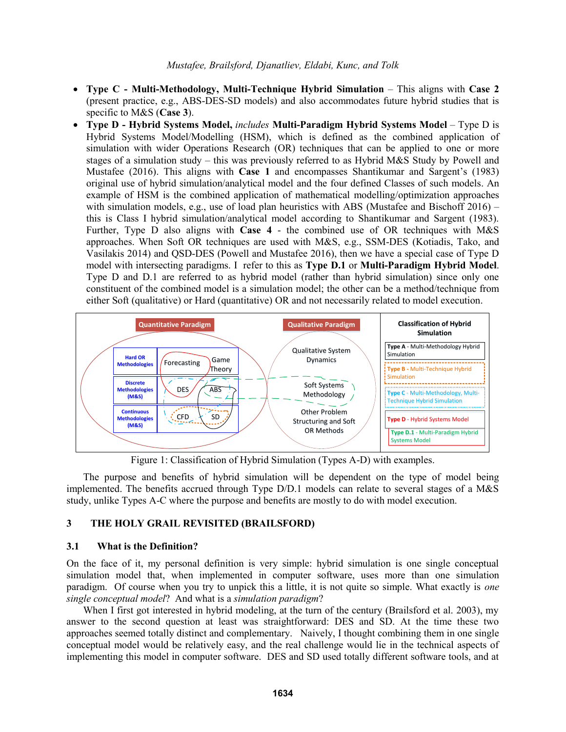- **Type C - Multi-Methodology, Multi-Technique Hybrid Simulation** – This aligns with **Case 2** (present practice, e.g., ABS-DES-SD models) and also accommodates future hybrid studies that is specific to M&S (**Case 3**).
- **Type D - Hybrid Systems Model,** *includes* **Multi-Paradigm Hybrid Systems Model** – Type D is Hybrid Systems Model/Modelling (HSM), which is defined as the combined application of simulation with wider Operations Research (OR) techniques that can be applied to one or more stages of a simulation study – this was previously referred to as Hybrid M&S Study by Powell and Mustafee (2016). This aligns with **Case 1** and encompasses Shantikumar and Sargent's (1983) original use of hybrid simulation/analytical model and the four defined Classes of such models. An example of HSM is the combined application of mathematical modelling/optimization approaches with simulation models, e.g., use of load plan heuristics with ABS (Mustafee and Bischoff 2016) – this is Class I hybrid simulation/analytical model according to Shantikumar and Sargent (1983). Further, Type D also aligns with **Case 4** - the combined use of OR techniques with M&S approaches. When Soft OR techniques are used with M&S, e.g., SSM-DES (Kotiadis, Tako, and Vasilakis 2014) and QSD-DES (Powell and Mustafee 2016), then we have a special case of Type D model with intersecting paradigms. I refer to this as **Type D.1** or **Multi-Paradigm Hybrid Model**. Type D and D.1 are referred to as hybrid model (rather than hybrid simulation) since only one constituent of the combined model is a simulation model; the other can be a method/technique from either Soft (qualitative) or Hard (quantitative) OR and not necessarily related to model execution.

Figure 1: Classification of Hybrid Simulation (Types A-D) with examples.

The purpose and benefits of hybrid simulation will be dependent on the type of model being implemented. The benefits accrued through Type D/D.1 models can relate to several stages of a M&S study, unlike Types A-C where the purpose and benefits are mostly to do with model execution.

## 3 THE HOLY GRAIL REVISITED (BRAILSFORD)

### 3.1 What is the Definition?

On the face of it, my personal definition is very simple: hybrid simulation is one single conceptual simulation model that, when implemented in computer software, uses more than one simulation paradigm. Of course when you try to unpick this a little, it is not quite so simple. What exactly is *one single conceptual model*? And what is a *simulation paradigm*?

When I first got interested in hybrid modeling, at the turn of the century (Brailsford et al. 2003), my answer to the second question at least was straightforward: DES and SD. At the time these two approaches seemed totally distinct and complementary. Naively, I thought combining them in one single conceptual model would be relatively easy, and the real challenge would lie in the technical aspects of implementing this model in computer software. DES and SD used totally different software tools, and at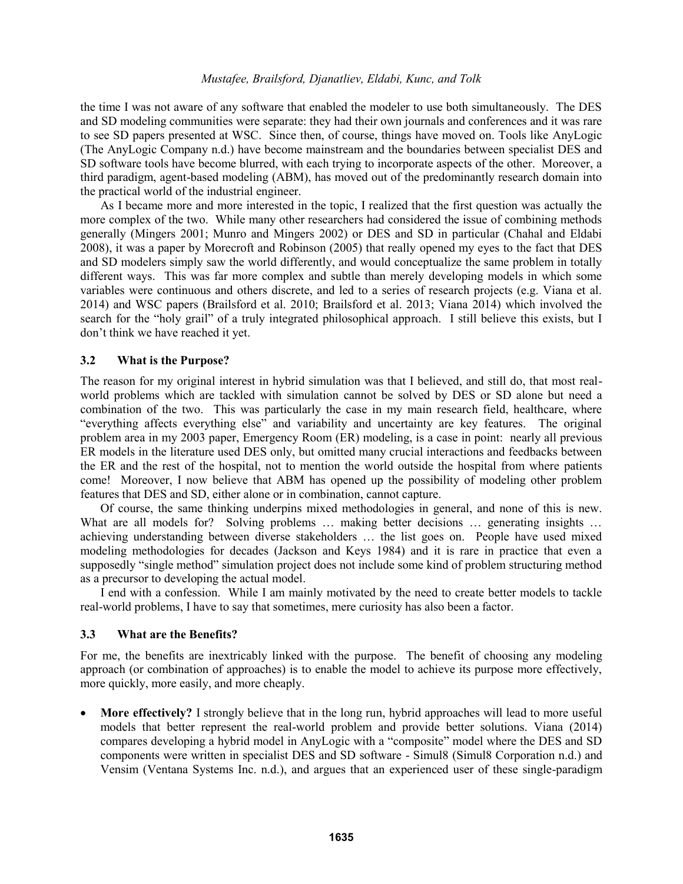the time I was not aware of any software that enabled the modeler to use both simultaneously. The DES and SD modeling communities were separate: they had their own journals and conferences and it was rare to see SD papers presented at WSC. Since then, of course, things have moved on. Tools like AnyLogic (The AnyLogic Company n.d.) have become mainstream and the boundaries between specialist DES and SD software tools have become blurred, with each trying to incorporate aspects of the other. Moreover, a third paradigm, agent-based modeling (ABM), has moved out of the predominantly research domain into the practical world of the industrial engineer.

As I became more and more interested in the topic, I realized that the first question was actually the more complex of the two. While many other researchers had considered the issue of combining methods generally (Mingers 2001; Munro and Mingers 2002) or DES and SD in particular (Chahal and Eldabi 2008), it was a paper by Morecroft and Robinson (2005) that really opened my eyes to the fact that DES and SD modelers simply saw the world differently, and would conceptualize the same problem in totally different ways. This was far more complex and subtle than merely developing models in which some variables were continuous and others discrete, and led to a series of research projects (e.g. Viana et al. 2014) and WSC papers (Brailsford et al. 2010; Brailsford et al. 2013; Viana 2014) which involved the search for the "holy grail" of a truly integrated philosophical approach. I still believe this exists, but I don't think we have reached it yet.

### 3.2 What is the Purpose?

The reason for my original interest in hybrid simulation was that I believed, and still do, that most real-world problems which are tackled with simulation cannot be solved by DES or SD alone but need a combination of the two. This was particularly the case in my main research field, healthcare, where "everything affects everything else" and variability and uncertainty are key features. The original problem area in my 2003 paper, Emergency Room (ER) modeling, is a case in point: nearly all previous ER models in the literature used DES only, but omitted many crucial interactions and feedbacks between the ER and the rest of the hospital, not to mention the world outside the hospital from where patients come! Moreover, I now believe that ABM has opened up the possibility of modeling other problem features that DES and SD, either alone or in combination, cannot capture.

Of course, the same thinking underpins mixed methodologies in general, and none of this is new. What are all models for? Solving problems … making better decisions … generating insights … achieving understanding between diverse stakeholders … the list goes on. People have used mixed modeling methodologies for decades (Jackson and Keys 1984) and it is rare in practice that even a supposedly "single method" simulation project does not include some kind of problem structuring method as a precursor to developing the actual model.

I end with a confession. While I am mainly motivated by the need to create better models to tackle real-world problems, I have to say that sometimes, mere curiosity has also been a factor.

### 3.3 What are the Benefits?

For me, the benefits are inextricably linked with the purpose. The benefit of choosing any modeling approach (or combination of approaches) is to enable the model to achieve its purpose more effectively, more quickly, more easily, and more cheaply.

- **More effectively?** I strongly believe that in the long run, hybrid approaches will lead to more useful models that better represent the real-world problem and provide better solutions. Viana (2014) compares developing a hybrid model in AnyLogic with a "composite" model where the DES and SD components were written in specialist DES and SD software - Simul8 (Simul8 Corporation n.d.) and Vensim (Ventana Systems Inc. n.d.), and argues that an experienced user of these single-paradigm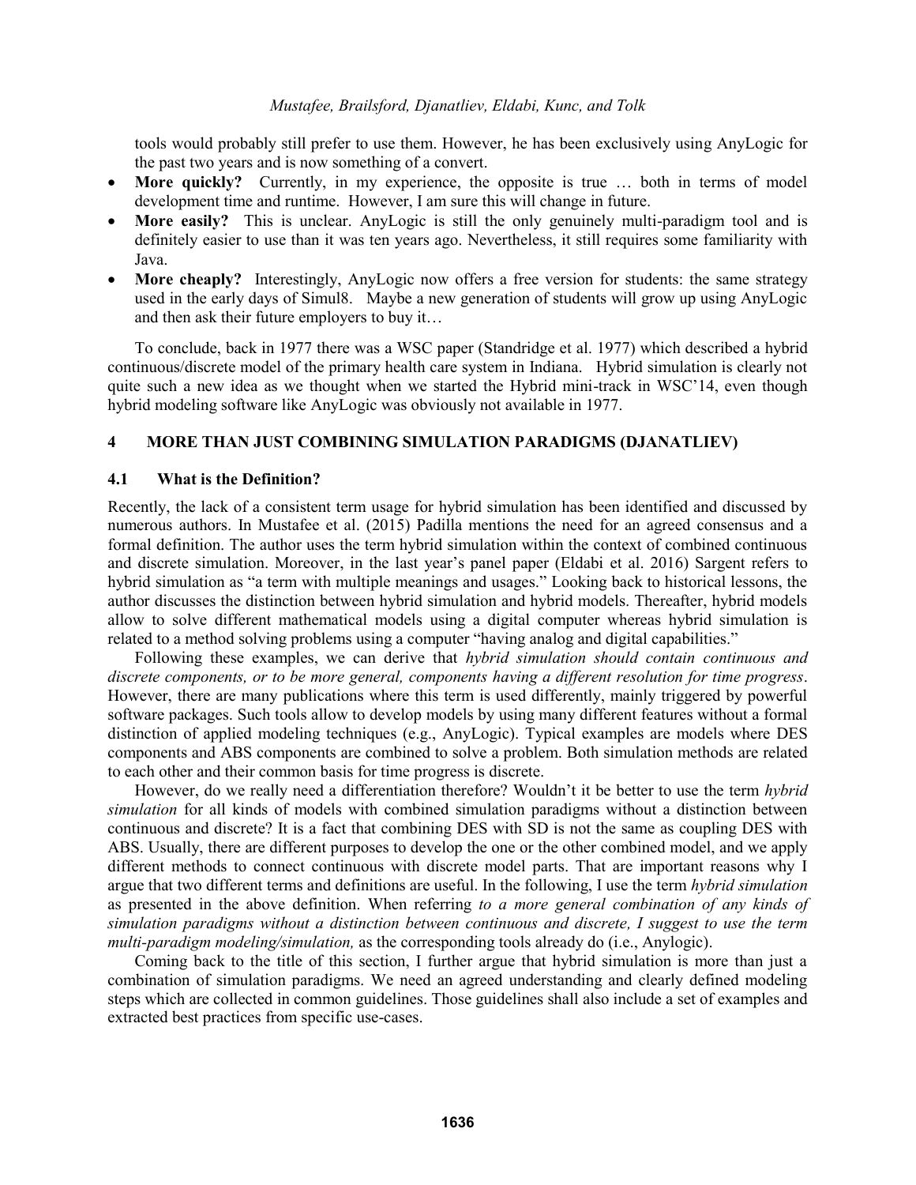tools would probably still prefer to use them. However, he has been exclusively using AnyLogic for the past two years and is now something of a convert.

- **More quickly?** Currently, in my experience, the opposite is true … both in terms of model development time and runtime. However, I am sure this will change in future.
- **More easily?** This is unclear. AnyLogic is still the only genuinely multi-paradigm tool and is definitely easier to use than it was ten years ago. Nevertheless, it still requires some familiarity with Java.
- **More cheaply?** Interestingly, AnyLogic now offers a free version for students: the same strategy used in the early days of Simul8. Maybe a new generation of students will grow up using AnyLogic and then ask their future employers to buy it…

To conclude, back in 1977 there was a WSC paper (Standridge et al. 1977) which described a hybrid continuous/discrete model of the primary health care system in Indiana. Hybrid simulation is clearly not quite such a new idea as we thought when we started the Hybrid mini-track in WSC'14, even though hybrid modeling software like AnyLogic was obviously not available in 1977.

## 4 MORE THAN JUST COMBINING SIMULATION PARADIGMS (DJANATLIEV)

### 4.1 What is the Definition?

Recently, the lack of a consistent term usage for hybrid simulation has been identified and discussed by numerous authors. In Mustafee et al. (2015) Padilla mentions the need for an agreed consensus and a formal definition. The author uses the term hybrid simulation within the context of combined continuous and discrete simulation. Moreover, in the last year's panel paper (Eldabi et al. 2016) Sargent refers to hybrid simulation as "a term with multiple meanings and usages." Looking back to historical lessons, the author discusses the distinction between hybrid simulation and hybrid models. Thereafter, hybrid models allow to solve different mathematical models using a digital computer whereas hybrid simulation is related to a method solving problems using a computer "having analog and digital capabilities."

Following these examples, we can derive that *hybrid simulation should contain continuous and discrete components, or to be more general, components having a different resolution for time progress*. However, there are many publications where this term is used differently, mainly triggered by powerful software packages. Such tools allow to develop models by using many different features without a formal distinction of applied modeling techniques (e.g., AnyLogic). Typical examples are models where DES components and ABS components are combined to solve a problem. Both simulation methods are related to each other and their common basis for time progress is discrete.

However, do we really need a differentiation therefore? Wouldn't it be better to use the term *hybrid simulation* for all kinds of models with combined simulation paradigms without a distinction between continuous and discrete? It is a fact that combining DES with SD is not the same as coupling DES with ABS. Usually, there are different purposes to develop the one or the other combined model, and we apply different methods to connect continuous with discrete model parts. That are important reasons why I argue that two different terms and definitions are useful. In the following, I use the term *hybrid simulation* as presented in the above definition. When referring *to a more general combination of any kinds of simulation paradigms without a distinction between continuous and discrete, I suggest to use the term multi-paradigm modeling/simulation,* as the corresponding tools already do (i.e., Anylogic).

Coming back to the title of this section, I further argue that hybrid simulation is more than just a combination of simulation paradigms. We need an agreed understanding and clearly defined modeling steps which are collected in common guidelines. Those guidelines shall also include a set of examples and extracted best practices from specific use-cases.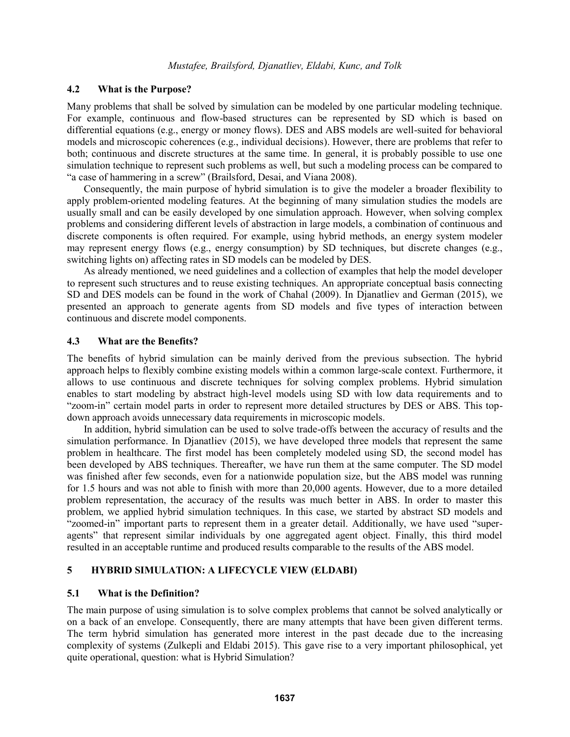### 4.2 What is the Purpose?

Many problems that shall be solved by simulation can be modeled by one particular modeling technique. For example, continuous and flow-based structures can be represented by SD which is based on differential equations (e.g., energy or money flows). DES and ABS models are well-suited for behavioral models and microscopic coherences (e.g., individual decisions). However, there are problems that refer to both; continuous and discrete structures at the same time. In general, it is probably possible to use one simulation technique to represent such problems as well, but such a modeling process can be compared to "a case of hammering in a screw" (Brailsford, Desai, and Viana 2008).

Consequently, the main purpose of hybrid simulation is to give the modeler a broader flexibility to apply problem-oriented modeling features. At the beginning of many simulation studies the models are usually small and can be easily developed by one simulation approach. However, when solving complex problems and considering different levels of abstraction in large models, a combination of continuous and discrete components is often required. For example, using hybrid methods, an energy system modeler may represent energy flows (e.g., energy consumption) by SD techniques, but discrete changes (e.g., switching lights on) affecting rates in SD models can be modeled by DES.

As already mentioned, we need guidelines and a collection of examples that help the model developer to represent such structures and to reuse existing techniques. An appropriate conceptual basis connecting SD and DES models can be found in the work of Chahal (2009). In Djanatliev and German (2015), we presented an approach to generate agents from SD models and five types of interaction between continuous and discrete model components.

### 4.3 What are the Benefits?

The benefits of hybrid simulation can be mainly derived from the previous subsection. The hybrid approach helps to flexibly combine existing models within a common large-scale context. Furthermore, it allows to use continuous and discrete techniques for solving complex problems. Hybrid simulation enables to start modeling by abstract high-level models using SD with low data requirements and to "zoom-in" certain model parts in order to represent more detailed structures by DES or ABS. This top-down approach avoids unnecessary data requirements in microscopic models.

In addition, hybrid simulation can be used to solve trade-offs between the accuracy of results and the simulation performance. In Djanatliev (2015), we have developed three models that represent the same problem in healthcare. The first model has been completely modeled using SD, the second model has been developed by ABS techniques. Thereafter, we have run them at the same computer. The SD model was finished after few seconds, even for a nationwide population size, but the ABS model was running for 1.5 hours and was not able to finish with more than 20,000 agents. However, due to a more detailed problem representation, the accuracy of the results was much better in ABS. In order to master this problem, we applied hybrid simulation techniques. In this case, we started by abstract SD models and "zoomed-in" important parts to represent them in a greater detail. Additionally, we have used "super-agents" that represent similar individuals by one aggregated agent object. Finally, this third model resulted in an acceptable runtime and produced results comparable to the results of the ABS model.

## 5 HYBRID SIMULATION: A LIFECYCLE VIEW (ELDABI)

### 5.1 What is the Definition?

The main purpose of using simulation is to solve complex problems that cannot be solved analytically or on a back of an envelope. Consequently, there are many attempts that have been given different terms. The term hybrid simulation has generated more interest in the past decade due to the increasing complexity of systems (Zulkepli and Eldabi 2015). This gave rise to a very important philosophical, yet quite operational, question: what is Hybrid Simulation?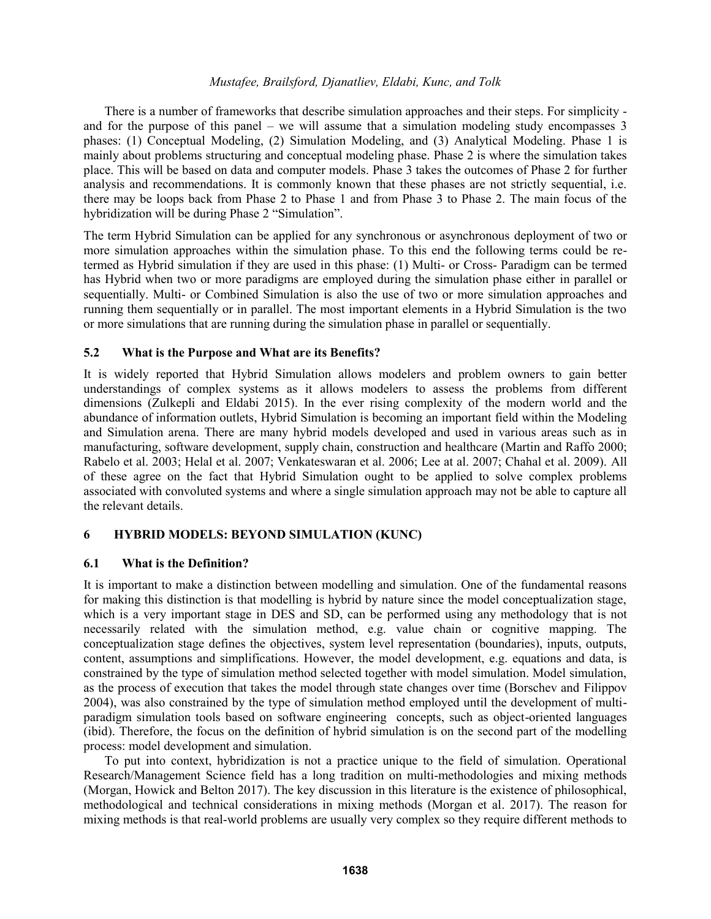There is a number of frameworks that describe simulation approaches and their steps. For simplicity - and for the purpose of this panel – we will assume that a simulation modeling study encompasses 3 phases: (1) Conceptual Modeling, (2) Simulation Modeling, and (3) Analytical Modeling. Phase 1 is mainly about problems structuring and conceptual modeling phase. Phase 2 is where the simulation takes place. This will be based on data and computer models. Phase 3 takes the outcomes of Phase 2 for further analysis and recommendations. It is commonly known that these phases are not strictly sequential, i.e. there may be loops back from Phase 2 to Phase 1 and from Phase 3 to Phase 2. The main focus of the hybridization will be during Phase 2 "Simulation".

The term Hybrid Simulation can be applied for any synchronous or asynchronous deployment of two or more simulation approaches within the simulation phase. To this end the following terms could be re-termed as Hybrid simulation if they are used in this phase: (1) Multi- or Cross- Paradigm can be termed has Hybrid when two or more paradigms are employed during the simulation phase either in parallel or sequentially. Multi- or Combined Simulation is also the use of two or more simulation approaches and running them sequentially or in parallel. The most important elements in a Hybrid Simulation is the two or more simulations that are running during the simulation phase in parallel or sequentially.

### 5.2 What is the Purpose and What are its Benefits?

It is widely reported that Hybrid Simulation allows modelers and problem owners to gain better understandings of complex systems as it allows modelers to assess the problems from different dimensions (Zulkepli and Eldabi 2015). In the ever rising complexity of the modern world and the abundance of information outlets, Hybrid Simulation is becoming an important field within the Modeling and Simulation arena. There are many hybrid models developed and used in various areas such as in manufacturing, software development, supply chain, construction and healthcare (Martin and Raffo 2000; Rabelo et al. 2003; Helal et al. 2007; Venkateswaran et al. 2006; Lee at al. 2007; Chahal et al. 2009). All of these agree on the fact that Hybrid Simulation ought to be applied to solve complex problems associated with convoluted systems and where a single simulation approach may not be able to capture all the relevant details.

## 6 HYBRID MODELS: BEYOND SIMULATION (KUNC)

### 6.1 What is the Definition?

It is important to make a distinction between modelling and simulation. One of the fundamental reasons for making this distinction is that modelling is hybrid by nature since the model conceptualization stage, which is a very important stage in DES and SD, can be performed using any methodology that is not necessarily related with the simulation method, e.g. value chain or cognitive mapping. The conceptualization stage defines the objectives, system level representation (boundaries), inputs, outputs, content, assumptions and simplifications. However, the model development, e.g. equations and data, is constrained by the type of simulation method selected together with model simulation. Model simulation, as the process of execution that takes the model through state changes over time (Borschev and Filippov 2004), was also constrained by the type of simulation method employed until the development of multi-paradigm simulation tools based on software engineering concepts, such as object-oriented languages (ibid). Therefore, the focus on the definition of hybrid simulation is on the second part of the modelling process: model development and simulation.

To put into context, hybridization is not a practice unique to the field of simulation. Operational Research/Management Science field has a long tradition on multi-methodologies and mixing methods (Morgan, Howick and Belton 2017). The key discussion in this literature is the existence of philosophical, methodological and technical considerations in mixing methods (Morgan et al. 2017). The reason for mixing methods is that real-world problems are usually very complex so they require different methods to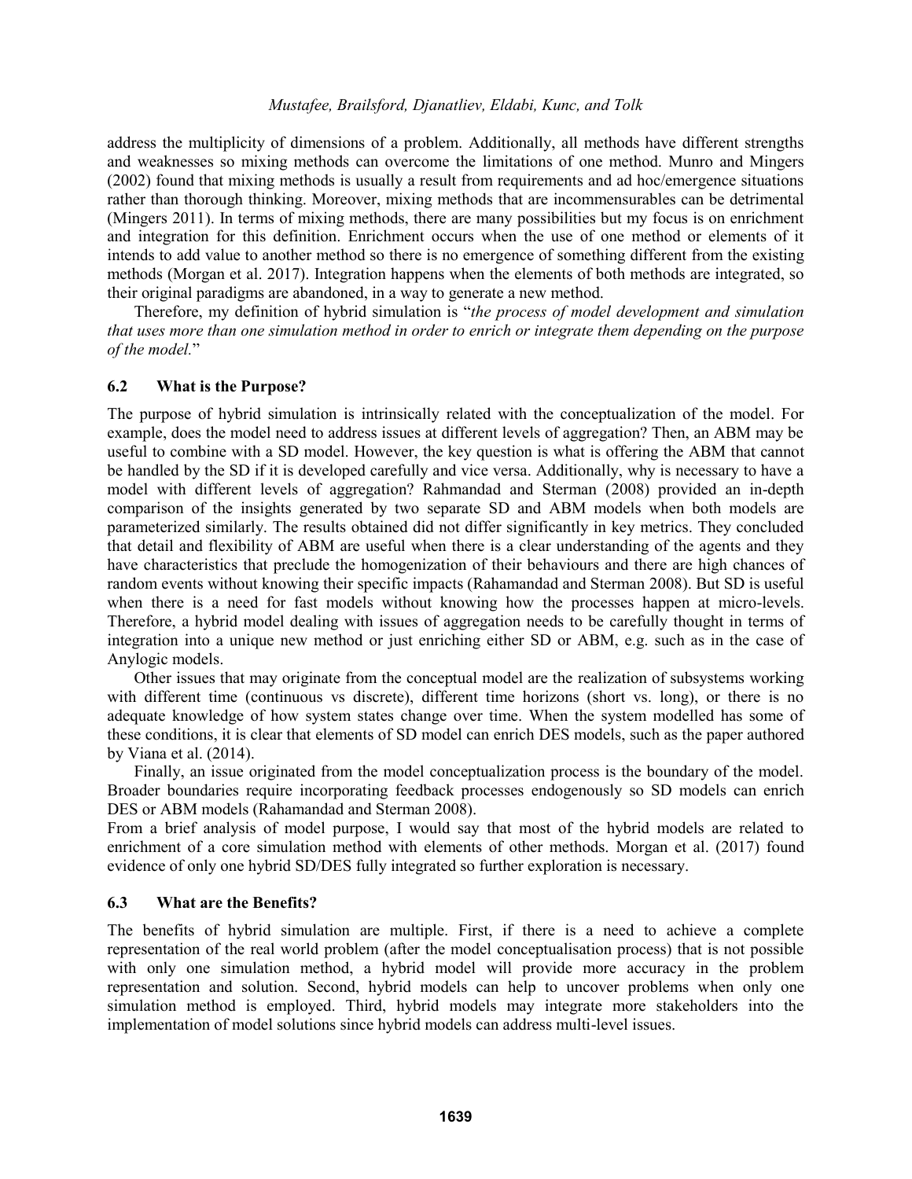address the multiplicity of dimensions of a problem. Additionally, all methods have different strengths and weaknesses so mixing methods can overcome the limitations of one method. Munro and Mingers (2002) found that mixing methods is usually a result from requirements and ad hoc/emergence situations rather than thorough thinking. Moreover, mixing methods that are incommensurables can be detrimental (Mingers 2011). In terms of mixing methods, there are many possibilities but my focus is on enrichment and integration for this definition. Enrichment occurs when the use of one method or elements of it intends to add value to another method so there is no emergence of something different from the existing methods (Morgan et al. 2017). Integration happens when the elements of both methods are integrated, so their original paradigms are abandoned, in a way to generate a new method.

Therefore, my definition of hybrid simulation is "*the process of model development and simulation that uses more than one simulation method in order to enrich or integrate them depending on the purpose of the model.*"

### 6.2 What is the Purpose?

The purpose of hybrid simulation is intrinsically related with the conceptualization of the model. For example, does the model need to address issues at different levels of aggregation? Then, an ABM may be useful to combine with a SD model. However, the key question is what is offering the ABM that cannot be handled by the SD if it is developed carefully and vice versa. Additionally, why is necessary to have a model with different levels of aggregation? Rahmandad and Sterman (2008) provided an in-depth comparison of the insights generated by two separate SD and ABM models when both models are parameterized similarly. The results obtained did not differ significantly in key metrics. They concluded that detail and flexibility of ABM are useful when there is a clear understanding of the agents and they have characteristics that preclude the homogenization of their behaviours and there are high chances of random events without knowing their specific impacts (Rahamandad and Sterman 2008). But SD is useful when there is a need for fast models without knowing how the processes happen at micro-levels. Therefore, a hybrid model dealing with issues of aggregation needs to be carefully thought in terms of integration into a unique new method or just enriching either SD or ABM, e.g. such as in the case of Anylogic models.

Other issues that may originate from the conceptual model are the realization of subsystems working with different time (continuous vs discrete), different time horizons (short vs. long), or there is no adequate knowledge of how system states change over time. When the system modelled has some of these conditions, it is clear that elements of SD model can enrich DES models, such as the paper authored by Viana et al. (2014).

Finally, an issue originated from the model conceptualization process is the boundary of the model. Broader boundaries require incorporating feedback processes endogenously so SD models can enrich DES or ABM models (Rahamandad and Sterman 2008).

From a brief analysis of model purpose, I would say that most of the hybrid models are related to enrichment of a core simulation method with elements of other methods. Morgan et al. (2017) found evidence of only one hybrid SD/DES fully integrated so further exploration is necessary.

### 6.3 What are the Benefits?

The benefits of hybrid simulation are multiple. First, if there is a need to achieve a complete representation of the real world problem (after the model conceptualisation process) that is not possible with only one simulation method, a hybrid model will provide more accuracy in the problem representation and solution. Second, hybrid models can help to uncover problems when only one simulation method is employed. Third, hybrid models may integrate more stakeholders into the implementation of model solutions since hybrid models can address multi-level issues.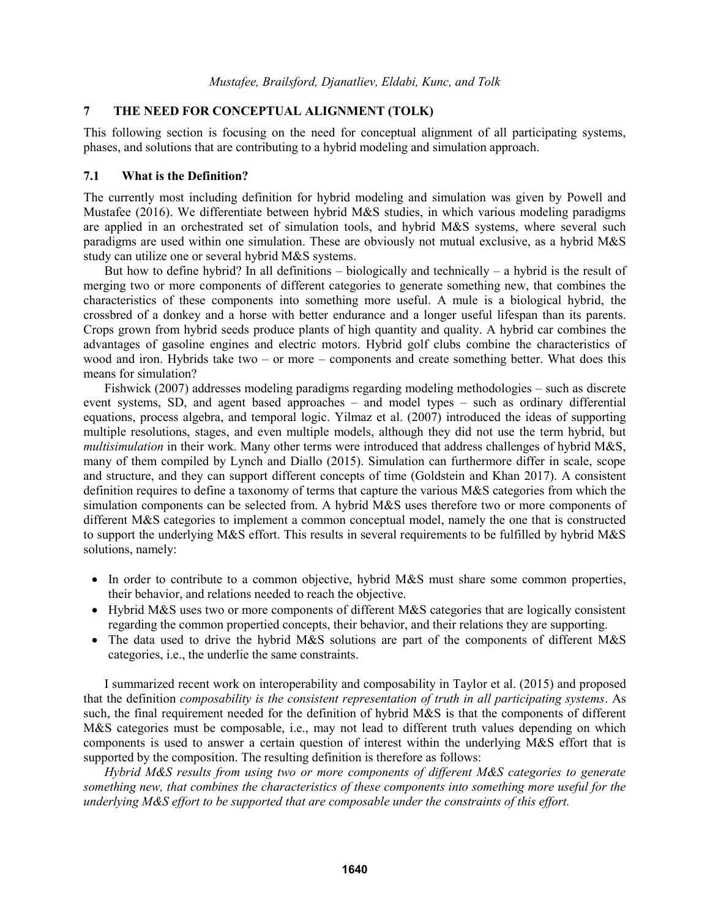## 7 THE NEED FOR CONCEPTUAL ALIGNMENT (TOLK)

This following section is focusing on the need for conceptual alignment of all participating systems, phases, and solutions that are contributing to a hybrid modeling and simulation approach.

### 7.1 What is the Definition?

The currently most including definition for hybrid modeling and simulation was given by Powell and Mustafee (2016). We differentiate between hybrid M&S studies, in which various modeling paradigms are applied in an orchestrated set of simulation tools, and hybrid M&S systems, where several such paradigms are used within one simulation. These are obviously not mutual exclusive, as a hybrid M&S study can utilize one or several hybrid M&S systems.

But how to define hybrid? In all definitions – biologically and technically – a hybrid is the result of merging two or more components of different categories to generate something new, that combines the characteristics of these components into something more useful. A mule is a biological hybrid, the crossbred of a donkey and a horse with better endurance and a longer useful lifespan than its parents. Crops grown from hybrid seeds produce plants of high quantity and quality. A hybrid car combines the advantages of gasoline engines and electric motors. Hybrid golf clubs combine the characteristics of wood and iron. Hybrids take two – or more – components and create something better. What does this means for simulation?

Fishwick (2007) addresses modeling paradigms regarding modeling methodologies – such as discrete event systems, SD, and agent based approaches – and model types – such as ordinary differential equations, process algebra, and temporal logic. Yilmaz et al. (2007) introduced the ideas of supporting multiple resolutions, stages, and even multiple models, although they did not use the term hybrid, but *multisimulation* in their work. Many other terms were introduced that address challenges of hybrid M&S, many of them compiled by Lynch and Diallo (2015). Simulation can furthermore differ in scale, scope and structure, and they can support different concepts of time (Goldstein and Khan 2017). A consistent definition requires to define a taxonomy of terms that capture the various M&S categories from which the simulation components can be selected from. A hybrid M&S uses therefore two or more components of different M&S categories to implement a common conceptual model, namely the one that is constructed to support the underlying M&S effort. This results in several requirements to be fulfilled by hybrid M&S solutions, namely:

- In order to contribute to a common objective, hybrid M&S must share some common properties, their behavior, and relations needed to reach the objective.
- Hybrid M&S uses two or more components of different M&S categories that are logically consistent regarding the common propertied concepts, their behavior, and their relations they are supporting.
- The data used to drive the hybrid M&S solutions are part of the components of different M&S categories, i.e., the underlie the same constraints.

I summarized recent work on interoperability and composability in Taylor et al. (2015) and proposed that the definition *composability is the consistent representation of truth in all participating systems*. As such, the final requirement needed for the definition of hybrid M&S is that the components of different M&S categories must be composable, i.e., may not lead to different truth values depending on which components is used to answer a certain question of interest within the underlying M&S effort that is supported by the composition. The resulting definition is therefore as follows:

*Hybrid M&S results from using two or more components of different M&S categories to generate something new, that combines the characteristics of these components into something more useful for the underlying M&S effort to be supported that are composable under the constraints of this effort.*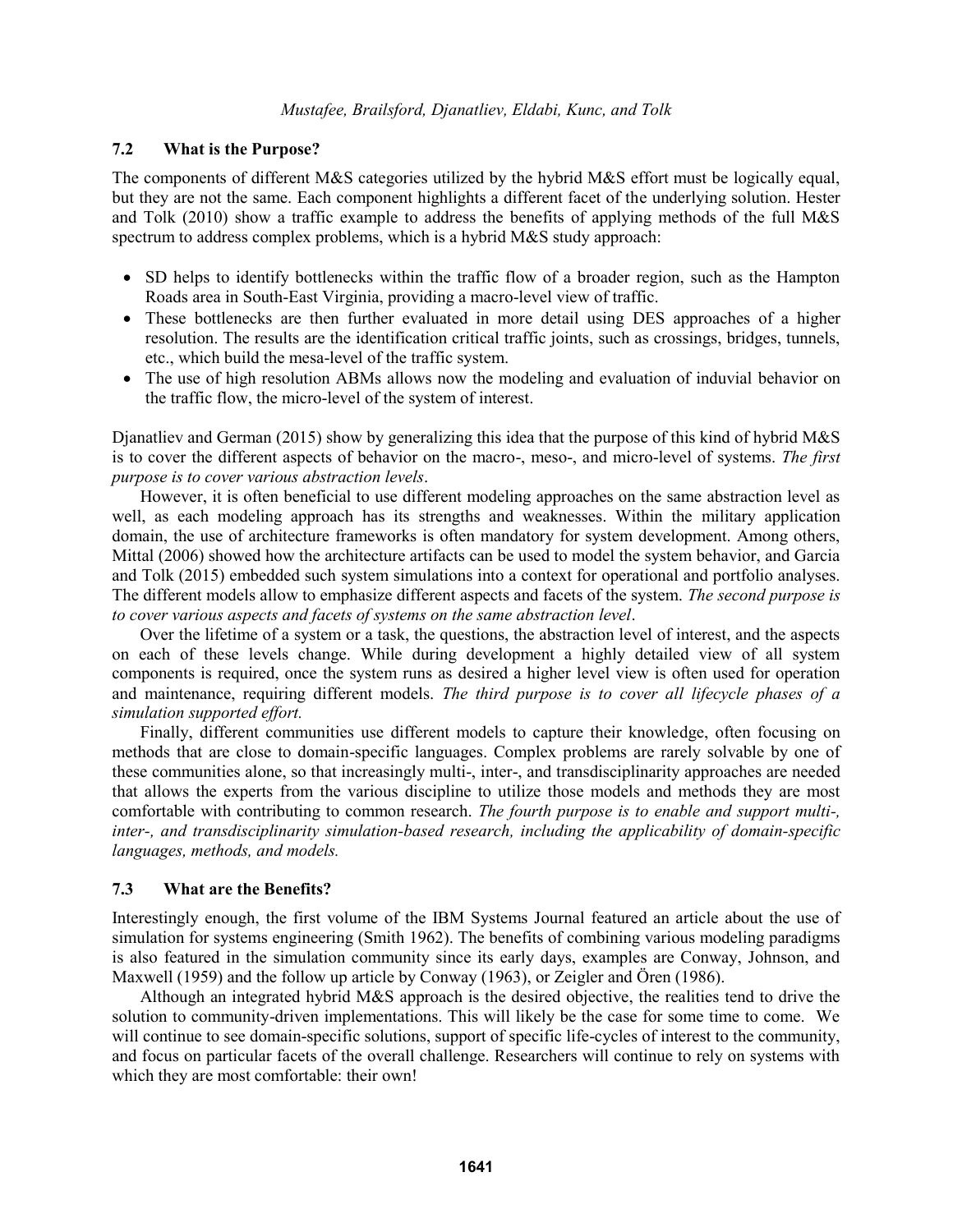### 7.2 What is the Purpose?

The components of different M&S categories utilized by the hybrid M&S effort must be logically equal, but they are not the same. Each component highlights a different facet of the underlying solution. Hester and Tolk (2010) show a traffic example to address the benefits of applying methods of the full M&S spectrum to address complex problems, which is a hybrid M&S study approach:

- SD helps to identify bottlenecks within the traffic flow of a broader region, such as the Hampton Roads area in South-East Virginia, providing a macro-level view of traffic.
- These bottlenecks are then further evaluated in more detail using DES approaches of a higher resolution. The results are the identification critical traffic joints, such as crossings, bridges, tunnels, etc., which build the mesa-level of the traffic system.
- The use of high resolution ABMs allows now the modeling and evaluation of induvial behavior on the traffic flow, the micro-level of the system of interest.

Djanatliev and German (2015) show by generalizing this idea that the purpose of this kind of hybrid M&S is to cover the different aspects of behavior on the macro-, meso-, and micro-level of systems. *The first purpose is to cover various abstraction levels*.

However, it is often beneficial to use different modeling approaches on the same abstraction level as well, as each modeling approach has its strengths and weaknesses. Within the military application domain, the use of architecture frameworks is often mandatory for system development. Among others, Mittal (2006) showed how the architecture artifacts can be used to model the system behavior, and Garcia and Tolk (2015) embedded such system simulations into a context for operational and portfolio analyses. The different models allow to emphasize different aspects and facets of the system. *The second purpose is to cover various aspects and facets of systems on the same abstraction level*.

Over the lifetime of a system or a task, the questions, the abstraction level of interest, and the aspects on each of these levels change. While during development a highly detailed view of all system components is required, once the system runs as desired a higher level view is often used for operation and maintenance, requiring different models. *The third purpose is to cover all lifecycle phases of a simulation supported effort.*

Finally, different communities use different models to capture their knowledge, often focusing on methods that are close to domain-specific languages. Complex problems are rarely solvable by one of these communities alone, so that increasingly multi-, inter-, and transdisciplinarity approaches are needed that allows the experts from the various discipline to utilize those models and methods they are most comfortable with contributing to common research. *The fourth purpose is to enable and support multi-, inter-, and transdisciplinarity simulation-based research, including the applicability of domain-specific languages, methods, and models.*

### 7.3 What are the Benefits?

Interestingly enough, the first volume of the IBM Systems Journal featured an article about the use of simulation for systems engineering (Smith 1962). The benefits of combining various modeling paradigms is also featured in the simulation community since its early days, examples are Conway, Johnson, and Maxwell (1959) and the follow up article by Conway (1963), or Zeigler and Ören (1986).

Although an integrated hybrid M&S approach is the desired objective, the realities tend to drive the solution to community-driven implementations. This will likely be the case for some time to come. We will continue to see domain-specific solutions, support of specific life-cycles of interest to the community, and focus on particular facets of the overall challenge. Researchers will continue to rely on systems with which they are most comfortable: their own!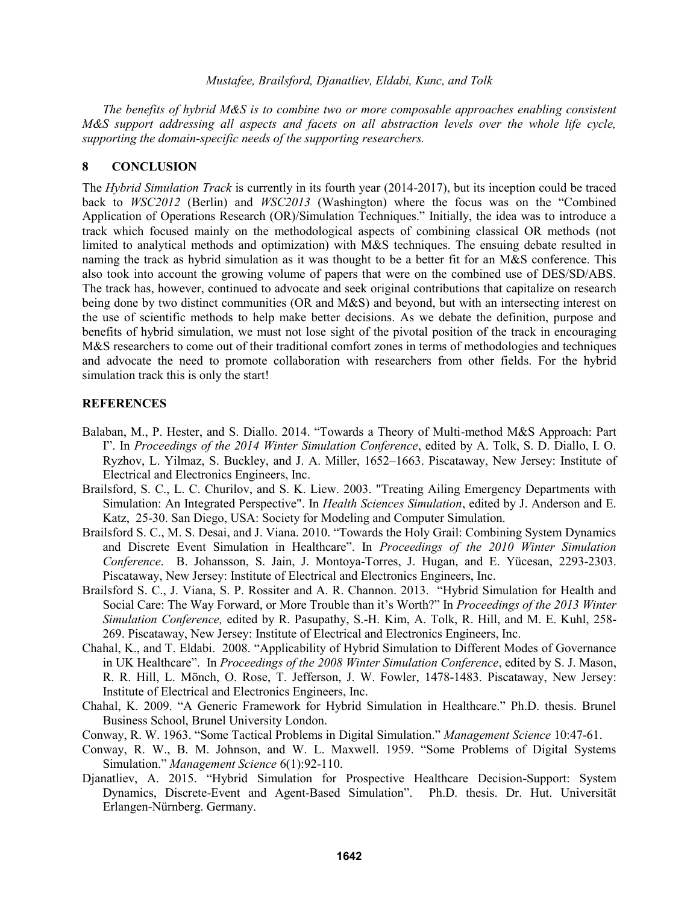*The benefits of hybrid M&S is to combine two or more composable approaches enabling consistent M&S support addressing all aspects and facets on all abstraction levels over the whole life cycle, supporting the domain-specific needs of the supporting researchers.*

## 8 CONCLUSION

The *Hybrid Simulation Track* is currently in its fourth year (2014-2017), but its inception could be traced back to *WSC2012* (Berlin) and *WSC2013* (Washington) where the focus was on the "Combined Application of Operations Research (OR)/Simulation Techniques." Initially, the idea was to introduce a track which focused mainly on the methodological aspects of combining classical OR methods (not limited to analytical methods and optimization) with M&S techniques. The ensuing debate resulted in naming the track as hybrid simulation as it was thought to be a better fit for an M&S conference. This also took into account the growing volume of papers that were on the combined use of DES/SD/ABS. The track has, however, continued to advocate and seek original contributions that capitalize on research being done by two distinct communities (OR and M&S) and beyond, but with an intersecting interest on the use of scientific methods to help make better decisions. As we debate the definition, purpose and benefits of hybrid simulation, we must not lose sight of the pivotal position of the track in encouraging M&S researchers to come out of their traditional comfort zones in terms of methodologies and techniques and advocate the need to promote collaboration with researchers from other fields. For the hybrid simulation track this is only the start!

## REFERENCES

Balaban, M., P. Hester, and S. Diallo. 2014. "Towards a Theory of Multi-method M&S Approach: Part I". In *Proceedings of the 2014 Winter Simulation Conference*, edited by A. Tolk, S. D. Diallo, I. O. Ryzhov, L. Yilmaz, S. Buckley, and J. A. Miller, 1652–1663. Piscataway, New Jersey: Institute of Electrical and Electronics Engineers, Inc.

Brailsford, S. C., L. C. Churilov, and S. K. Liew. 2003. "Treating Ailing Emergency Departments with Simulation: An Integrated Perspective". In *Health Sciences Simulation*, edited by J. Anderson and E. Katz, 25-30. San Diego, USA: Society for Modeling and Computer Simulation.

Brailsford S. C., M. S. Desai, and J. Viana. 2010. "Towards the Holy Grail: Combining System Dynamics and Discrete Event Simulation in Healthcare". In *Proceedings of the 2010 Winter Simulation Conference*. B. Johansson, S. Jain, J. Montoya-Torres, J. Hugan, and E. Yücesan, 2293-2303. Piscataway, New Jersey: Institute of Electrical and Electronics Engineers, Inc.

Brailsford S. C., J. Viana, S. P. Rossiter and A. R. Channon. 2013. "Hybrid Simulation for Health and Social Care: The Way Forward, or More Trouble than it's Worth?" In *Proceedings of the 2013 Winter Simulation Conference,* edited by R. Pasupathy, S.-H. Kim, A. Tolk, R. Hill, and M. E. Kuhl, 258-269. Piscataway, New Jersey: Institute of Electrical and Electronics Engineers, Inc.

Chahal, K., and T. Eldabi. 2008. "Applicability of Hybrid Simulation to Different Modes of Governance in UK Healthcare". In *Proceedings of the 2008 Winter Simulation Conference*, edited by S. J. Mason, R. R. Hill, L. Mönch, O. Rose, T. Jefferson, J. W. Fowler, 1478-1483. Piscataway, New Jersey: Institute of Electrical and Electronics Engineers, Inc.

Chahal, K. 2009. "A Generic Framework for Hybrid Simulation in Healthcare." Ph.D. thesis. Brunel Business School, Brunel University London.

Conway, R. W. 1963. "Some Tactical Problems in Digital Simulation." *Management Science* 10:47-61.

Conway, R. W., B. M. Johnson, and W. L. Maxwell. 1959. "Some Problems of Digital Systems Simulation." *Management Science* 6(1):92-110.

Djanatliev, A. 2015. "Hybrid Simulation for Prospective Healthcare Decision-Support: System Dynamics, Discrete-Event and Agent-Based Simulation". Ph.D. thesis. Dr. Hut. Universität Erlangen-Nürnberg. Germany.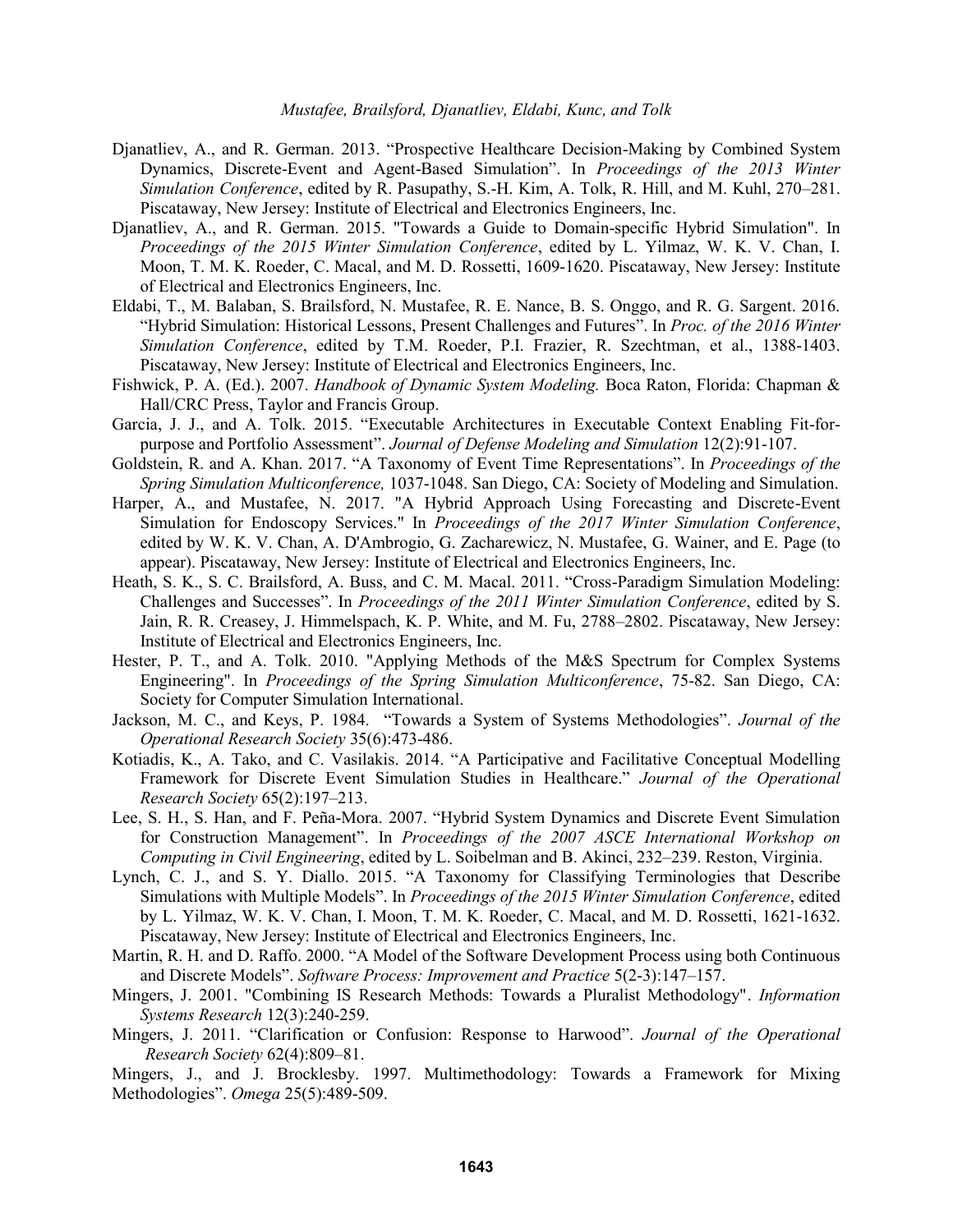Djanatliev, A., and R. German. 2013. "Prospective Healthcare Decision-Making by Combined System Dynamics, Discrete-Event and Agent-Based Simulation". In *Proceedings of the 2013 Winter Simulation Conference*, edited by R. Pasupathy, S.-H. Kim, A. Tolk, R. Hill, and M. Kuhl, 270–281. Piscataway, New Jersey: Institute of Electrical and Electronics Engineers, Inc.

Djanatliev, A., and R. German. 2015. "Towards a Guide to Domain-specific Hybrid Simulation". In *Proceedings of the 2015 Winter Simulation Conference*, edited by L. Yilmaz, W. K. V. Chan, I. Moon, T. M. K. Roeder, C. Macal, and M. D. Rossetti, 1609-1620. Piscataway, New Jersey: Institute of Electrical and Electronics Engineers, Inc.

Eldabi, T., M. Balaban, S. Brailsford, N. Mustafee, R. E. Nance, B. S. Onggo, and R. G. Sargent. 2016. "Hybrid Simulation: Historical Lessons, Present Challenges and Futures". In *Proc. of the 2016 Winter Simulation Conference*, edited by T.M. Roeder, P.I. Frazier, R. Szechtman, et al., 1388-1403. Piscataway, New Jersey: Institute of Electrical and Electronics Engineers, Inc.

Fishwick, P. A. (Ed.). 2007. *Handbook of Dynamic System Modeling.* Boca Raton, Florida: Chapman & Hall/CRC Press, Taylor and Francis Group.

Garcia, J. J., and A. Tolk. 2015. "Executable Architectures in Executable Context Enabling Fit-for-purpose and Portfolio Assessment". *Journal of Defense Modeling and Simulation* 12(2):91-107.

Goldstein, R. and A. Khan. 2017. "A Taxonomy of Event Time Representations". In *Proceedings of the Spring Simulation Multiconference,* 1037-1048. San Diego, CA: Society of Modeling and Simulation.

Harper, A., and Mustafee, N. 2017. "A Hybrid Approach Using Forecasting and Discrete-Event Simulation for Endoscopy Services." In *Proceedings of the 2017 Winter Simulation Conference*, edited by W. K. V. Chan, A. D'Ambrogio, G. Zacharewicz, N. Mustafee, G. Wainer, and E. Page (to appear). Piscataway, New Jersey: Institute of Electrical and Electronics Engineers, Inc.

Heath, S. K., S. C. Brailsford, A. Buss, and C. M. Macal. 2011. "Cross-Paradigm Simulation Modeling: Challenges and Successes". In *Proceedings of the 2011 Winter Simulation Conference*, edited by S. Jain, R. R. Creasey, J. Himmelspach, K. P. White, and M. Fu, 2788–2802. Piscataway, New Jersey: Institute of Electrical and Electronics Engineers, Inc.

Hester, P. T., and A. Tolk. 2010. "Applying Methods of the M&S Spectrum for Complex Systems Engineering". In *Proceedings of the Spring Simulation Multiconference*, 75-82. San Diego, CA: Society for Computer Simulation International.

Jackson, M. C., and Keys, P. 1984. "Towards a System of Systems Methodologies". *Journal of the Operational Research Society* 35(6):473-486.

Kotiadis, K., A. Tako, and C. Vasilakis. 2014. "A Participative and Facilitative Conceptual Modelling Framework for Discrete Event Simulation Studies in Healthcare." *Journal of the Operational Research Society* 65(2):197–213.

Lee, S. H., S. Han, and F. Peña-Mora. 2007. "Hybrid System Dynamics and Discrete Event Simulation for Construction Management". In *Proceedings of the 2007 ASCE International Workshop on Computing in Civil Engineering*, edited by L. Soibelman and B. Akinci, 232–239. Reston, Virginia.

Lynch, C. J., and S. Y. Diallo. 2015. "A Taxonomy for Classifying Terminologies that Describe Simulations with Multiple Models". In *Proceedings of the 2015 Winter Simulation Conference*, edited by L. Yilmaz, W. K. V. Chan, I. Moon, T. M. K. Roeder, C. Macal, and M. D. Rossetti, 1621-1632. Piscataway, New Jersey: Institute of Electrical and Electronics Engineers, Inc.

Martin, R. H. and D. Raffo. 2000. "A Model of the Software Development Process using both Continuous and Discrete Models". *Software Process: Improvement and Practice* 5(2-3):147–157.

Mingers, J. 2001. "Combining IS Research Methods: Towards a Pluralist Methodology". *Information Systems Research* 12(3):240-259.

Mingers, J. 2011. "Clarification or Confusion: Response to Harwood". *Journal of the Operational Research Society* 62(4):809–81.

Mingers, J., and J. Brocklesby. 1997. Multimethodology: Towards a Framework for Mixing Methodologies". *Omega* 25(5):489-509.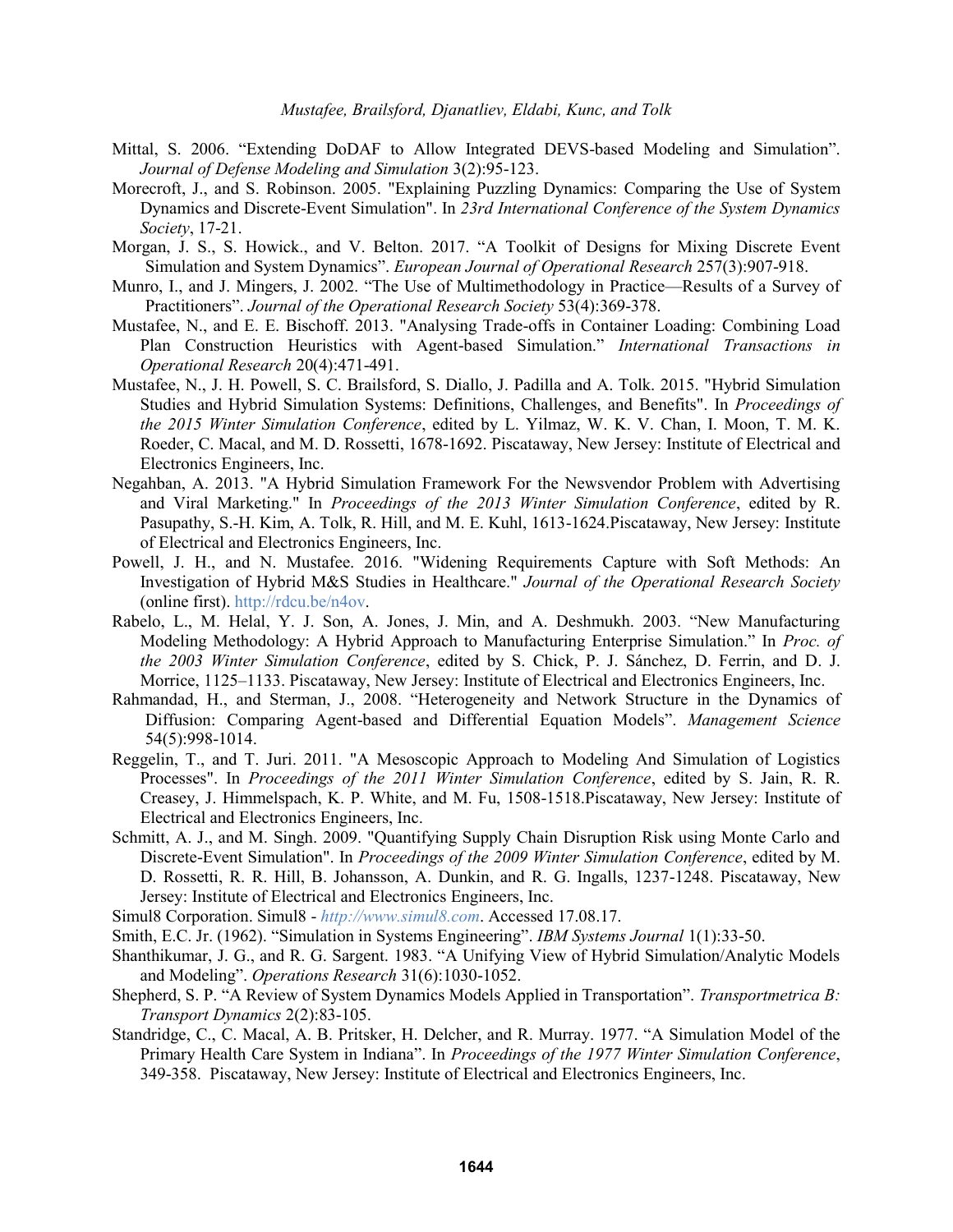Mittal, S. 2006. "Extending DoDAF to Allow Integrated DEVS-based Modeling and Simulation". *Journal of Defense Modeling and Simulation* 3(2):95-123.

Morecroft, J., and S. Robinson. 2005. "Explaining Puzzling Dynamics: Comparing the Use of System Dynamics and Discrete-Event Simulation". In *23rd International Conference of the System Dynamics Society*, 17-21.

Morgan, J. S., S. Howick., and V. Belton. 2017. "A Toolkit of Designs for Mixing Discrete Event Simulation and System Dynamics". *European Journal of Operational Research* 257(3):907-918.

Munro, I., and J. Mingers, J. 2002. "The Use of Multimethodology in Practice—Results of a Survey of Practitioners". *Journal of the Operational Research Society* 53(4):369-378.

Mustafee, N., and E. E. Bischoff. 2013. "Analysing Trade-offs in Container Loading: Combining Load Plan Construction Heuristics with Agent-based Simulation." *International Transactions in Operational Research* 20(4):471-491.

Mustafee, N., J. H. Powell, S. C. Brailsford, S. Diallo, J. Padilla and A. Tolk. 2015. "Hybrid Simulation Studies and Hybrid Simulation Systems: Definitions, Challenges, and Benefits". In *Proceedings of the 2015 Winter Simulation Conference*, edited by L. Yilmaz, W. K. V. Chan, I. Moon, T. M. K. Roeder, C. Macal, and M. D. Rossetti, 1678-1692. Piscataway, New Jersey: Institute of Electrical and Electronics Engineers, Inc.

Negahban, A. 2013. "A Hybrid Simulation Framework For the Newsvendor Problem with Advertising and Viral Marketing." In *Proceedings of the 2013 Winter Simulation Conference*, edited by R. Pasupathy, S.-H. Kim, A. Tolk, R. Hill, and M. E. Kuhl, 1613-1624.Piscataway, New Jersey: Institute of Electrical and Electronics Engineers, Inc.

Powell, J. H., and N. Mustafee. 2016. "Widening Requirements Capture with Soft Methods: An Investigation of Hybrid M&S Studies in Healthcare." *Journal of the Operational Research Society* (online first). http://rdcu.be/n4ov.

Rabelo, L., M. Helal, Y. J. Son, A. Jones, J. Min, and A. Deshmukh. 2003. "New Manufacturing Modeling Methodology: A Hybrid Approach to Manufacturing Enterprise Simulation." In *Proc. of the 2003 Winter Simulation Conference*, edited by S. Chick, P. J. Sánchez, D. Ferrin, and D. J. Morrice, 1125–1133. Piscataway, New Jersey: Institute of Electrical and Electronics Engineers, Inc.

Rahmandad, H., and Sterman, J., 2008. "Heterogeneity and Network Structure in the Dynamics of Diffusion: Comparing Agent-based and Differential Equation Models". *Management Science* 54(5):998-1014.

Reggelin, T., and T. Juri. 2011. "A Mesoscopic Approach to Modeling And Simulation of Logistics Processes". In *Proceedings of the 2011 Winter Simulation Conference*, edited by S. Jain, R. R. Creasey, J. Himmelspach, K. P. White, and M. Fu, 1508-1518.Piscataway, New Jersey: Institute of Electrical and Electronics Engineers, Inc.

Schmitt, A. J., and M. Singh. 2009. "Quantifying Supply Chain Disruption Risk using Monte Carlo and Discrete-Event Simulation". In *Proceedings of the 2009 Winter Simulation Conference*, edited by M. D. Rossetti, R. R. Hill, B. Johansson, A. Dunkin, and R. G. Ingalls, 1237-1248. Piscataway, New Jersey: Institute of Electrical and Electronics Engineers, Inc.

Simul8 Corporation. Simul8 - *http://www.simul8.com*. Accessed 17.08.17.

Smith, E.C. Jr. (1962). "Simulation in Systems Engineering". *IBM Systems Journal* 1(1):33-50.

Shanthikumar, J. G., and R. G. Sargent. 1983. "A Unifying View of Hybrid Simulation/Analytic Models and Modeling". *Operations Research* 31(6):1030-1052.

Shepherd, S. P. "A Review of System Dynamics Models Applied in Transportation". *Transportmetrica B: Transport Dynamics* 2(2):83-105.

Standridge, C., C. Macal, A. B. Pritsker, H. Delcher, and R. Murray. 1977. "A Simulation Model of the Primary Health Care System in Indiana". In *Proceedings of the 1977 Winter Simulation Conference*, 349-358. Piscataway, New Jersey: Institute of Electrical and Electronics Engineers, Inc.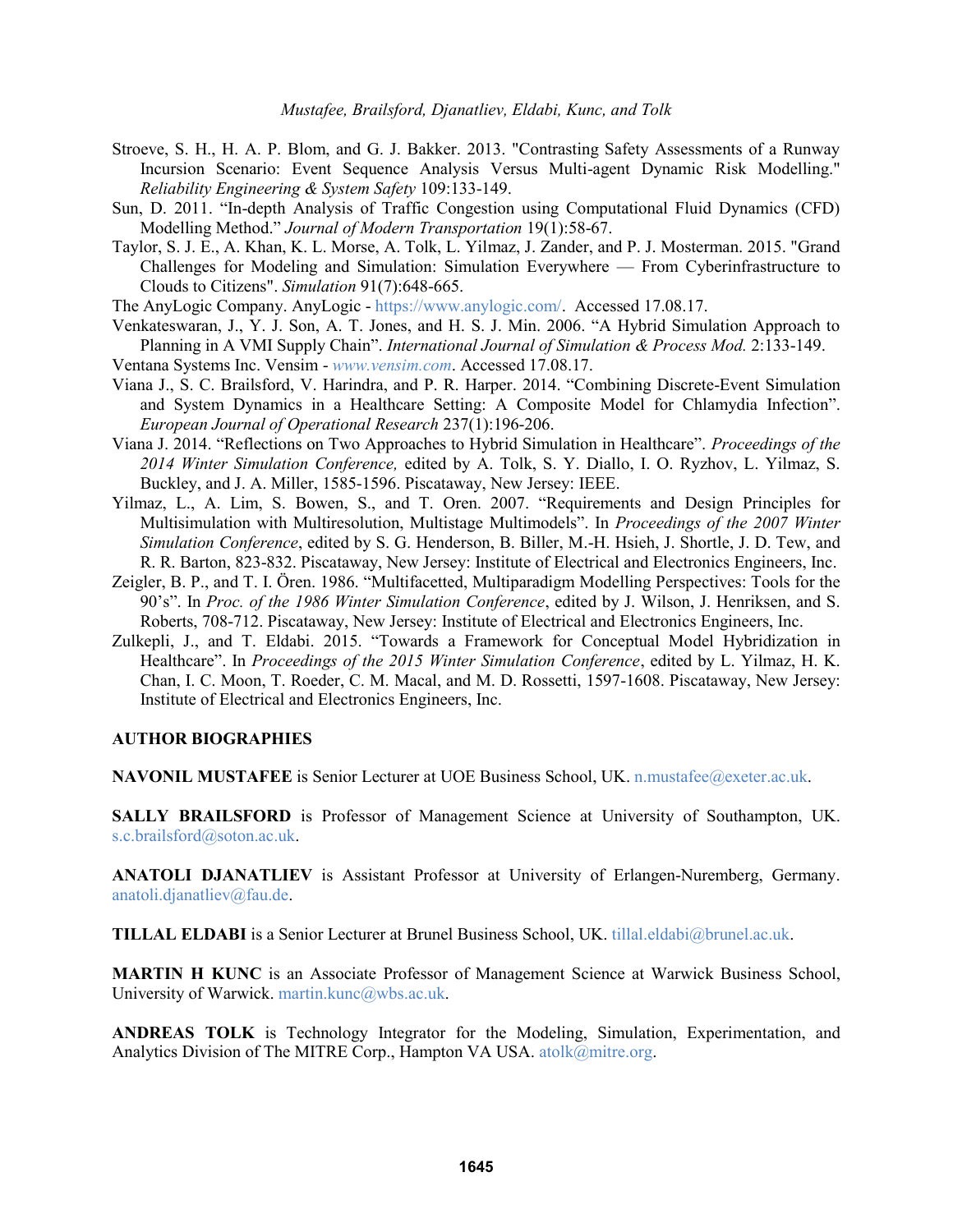Stroeve, S. H., H. A. P. Blom, and G. J. Bakker. 2013. "Contrasting Safety Assessments of a Runway Incursion Scenario: Event Sequence Analysis Versus Multi-agent Dynamic Risk Modelling." *Reliability Engineering & System Safety* 109:133-149.

Sun, D. 2011. "In-depth Analysis of Traffic Congestion using Computational Fluid Dynamics (CFD) Modelling Method." *Journal of Modern Transportation* 19(1):58-67.

Taylor, S. J. E., A. Khan, K. L. Morse, A. Tolk, L. Yilmaz, J. Zander, and P. J. Mosterman. 2015. "Grand Challenges for Modeling and Simulation: Simulation Everywhere — From Cyberinfrastructure to Clouds to Citizens". *Simulation* 91(7):648-665.

The AnyLogic Company. AnyLogic - https://www.anylogic.com/. Accessed 17.08.17.

Venkateswaran, J., Y. J. Son, A. T. Jones, and H. S. J. Min. 2006. "A Hybrid Simulation Approach to Planning in A VMI Supply Chain". *International Journal of Simulation & Process Mod.* 2:133-149.

Ventana Systems Inc. Vensim - *www.vensim.com*. Accessed 17.08.17.

Viana J., S. C. Brailsford, V. Harindra, and P. R. Harper. 2014. "Combining Discrete-Event Simulation and System Dynamics in a Healthcare Setting: A Composite Model for Chlamydia Infection". *European Journal of Operational Research* 237(1):196-206.

Viana J. 2014. "Reflections on Two Approaches to Hybrid Simulation in Healthcare". *Proceedings of the 2014 Winter Simulation Conference,* edited by A. Tolk, S. Y. Diallo, I. O. Ryzhov, L. Yilmaz, S. Buckley, and J. A. Miller, 1585-1596. Piscataway, New Jersey: IEEE.

Yilmaz, L., A. Lim, S. Bowen, S., and T. Oren. 2007. "Requirements and Design Principles for Multisimulation with Multiresolution, Multistage Multimodels". In *Proceedings of the 2007 Winter Simulation Conference*, edited by S. G. Henderson, B. Biller, M.-H. Hsieh, J. Shortle, J. D. Tew, and R. R. Barton, 823-832. Piscataway, New Jersey: Institute of Electrical and Electronics Engineers, Inc.

Zeigler, B. P., and T. I. Ören. 1986. "Multifacetted, Multiparadigm Modelling Perspectives: Tools for the 90's". In *Proc. of the 1986 Winter Simulation Conference*, edited by J. Wilson, J. Henriksen, and S. Roberts, 708-712. Piscataway, New Jersey: Institute of Electrical and Electronics Engineers, Inc.

Zulkepli, J., and T. Eldabi. 2015. "Towards a Framework for Conceptual Model Hybridization in Healthcare". In *Proceedings of the 2015 Winter Simulation Conference*, edited by L. Yilmaz, H. K. Chan, I. C. Moon, T. Roeder, C. M. Macal, and M. D. Rossetti, 1597-1608. Piscataway, New Jersey: Institute of Electrical and Electronics Engineers, Inc.

## AUTHOR BIOGRAPHIES

**NAVONIL MUSTAFEE** is Senior Lecturer at UOE Business School, UK. n.mustafee@exeter.ac.uk.

**SALLY BRAILSFORD** is Professor of Management Science at University of Southampton, UK. s.c.brailsford@soton.ac.uk.

**ANATOLI DJANATLIEV** is Assistant Professor at University of Erlangen-Nuremberg, Germany. anatoli.djanatliev@fau.de.

**TILLAL ELDABI** is a Senior Lecturer at Brunel Business School, UK. tillal.eldabi@brunel.ac.uk.

**MARTIN H KUNC** is an Associate Professor of Management Science at Warwick Business School, University of Warwick. martin.kunc@wbs.ac.uk.

**ANDREAS TOLK** is Technology Integrator for the Modeling, Simulation, Experimentation, and Analytics Division of The MITRE Corp., Hampton VA USA. atolk@mitre.org.